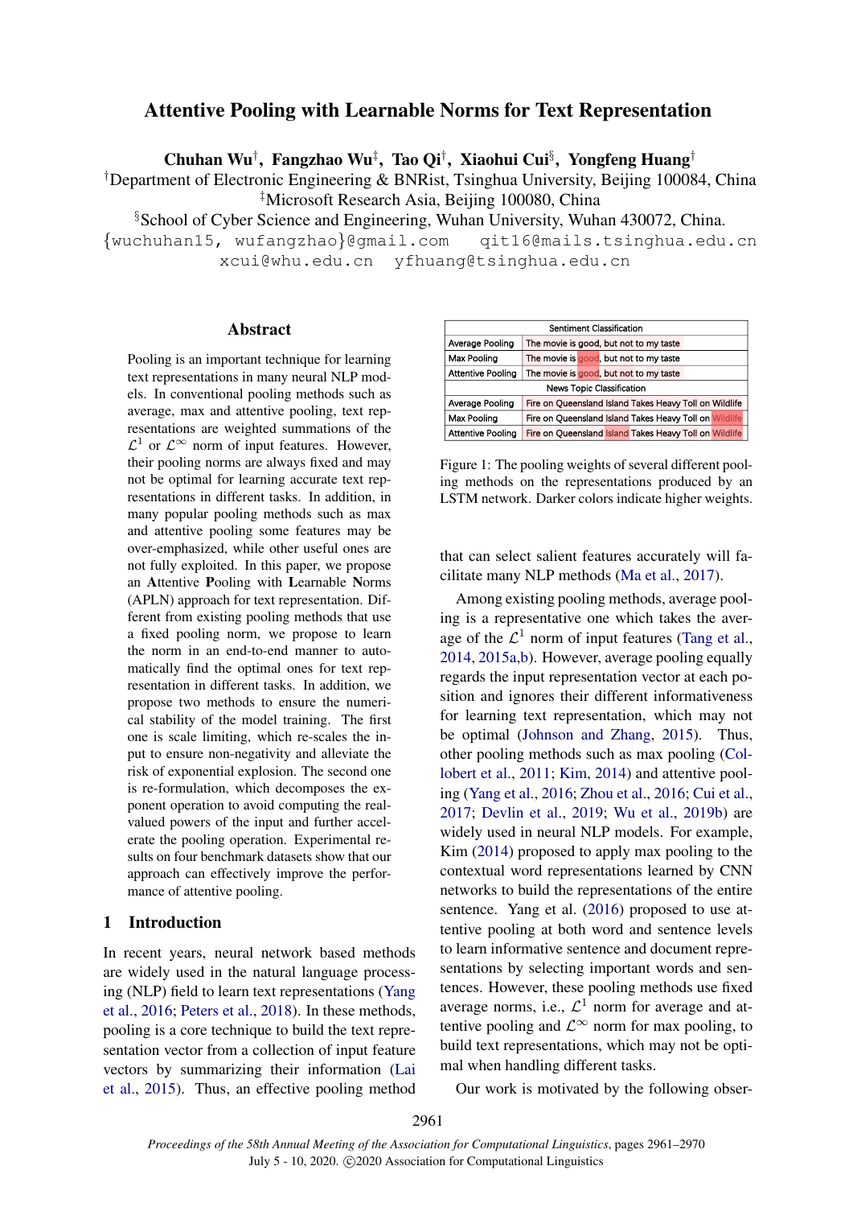# Attentive Pooling with Learnable Norms for Text Representation

**Chuhan Wu**[†], **Fangzhao Wu**[‡], **Tao Qi**[†], **Xiaohui Cui**[§], **Yongfeng Huang**[†]

[†]Department of Electronic Engineering & BNRist, Tsinghua University, Beijing 100084, China
[‡]Microsoft Research Asia, Beijing 100080, China
[§]School of Cyber Science and Engineering, Wuhan University, Wuhan 430072, China.
{wuchuhan15, wufangzhao}@gmail.com qit16@mails.tsinghua.edu.cn
xcui@whu.edu.cn yfhuang@tsinghua.edu.cn

## Abstract

Pooling is an important technique for learning text representations in many neural NLP models. In conventional pooling methods such as average, max and attentive pooling, text representations are weighted summations of the $\mathcal{L}^1$ or $\mathcal{L}^\infty$ norm of input features. However, their pooling norms are always fixed and may not be optimal for learning accurate text representations in different tasks. In addition, in many popular pooling methods such as max and attentive pooling some features may be over-emphasized, while other useful ones are not fully exploited. In this paper, we propose an **A**ttentive **P**ooling with **L**earnable **N**orms (APLN) approach for text representation. Different from existing pooling methods that use a fixed pooling norm, we propose to learn the norm in an end-to-end manner to automatically find the optimal ones for text representation in different tasks. In addition, we propose two methods to ensure the numerical stability of the model training. The first one is scale limiting, which re-scales the input to ensure non-negativity and alleviate the risk of exponential explosion. The second one is re-formulation, which decomposes the exponent operation to avoid computing the real-valued powers of the input and further accelerate the pooling operation. Experimental results on four benchmark datasets show that our approach can effectively improve the performance of attentive pooling.

## 1 Introduction

In recent years, neural network based methods are widely used in the natural language processing (NLP) field to learn text representations (Yang et al., 2016; Peters et al., 2018). In these methods, pooling is a core technique to build the text representation vector from a collection of input feature vectors by summarizing their information (Lai et al., 2015). Thus, an effective pooling method that can select salient features accurately will facilitate many NLP methods (Ma et al., 2017).

| Sentiment Classification | |
|---|---|
| Average Pooling | The movie is good, but not to my taste |
| Max Pooling | The movie is good, but not to my taste |
| Attentive Pooling | The movie is good, but not to my taste |
| **News Topic Classification** | |
| Average Pooling | Fire on Queensland Island Takes Heavy Toll on Wildlife |
| Max Pooling | Fire on Queensland Island Takes Heavy Toll on Wildlife |
| Attentive Pooling | Fire on Queensland Island Takes Heavy Toll on Wildlife |

Figure 1: The pooling weights of several different pooling methods on the representations produced by an LSTM network. Darker colors indicate higher weights.

Among existing pooling methods, average pooling is a representative one which takes the average of the $\mathcal{L}^1$ norm of input features (Tang et al., 2014, 2015a,b). However, average pooling equally regards the input representation vector at each position and ignores their different informativeness for learning text representation, which may not be optimal (Johnson and Zhang, 2015). Thus, other pooling methods such as max pooling (Collobert et al., 2011; Kim, 2014) and attentive pooling (Yang et al., 2016; Zhou et al., 2016; Cui et al., 2017; Devlin et al., 2019; Wu et al., 2019b) are widely used in neural NLP models. For example, Kim (2014) proposed to apply max pooling to the contextual word representations learned by CNN networks to build the representations of the entire sentence. Yang et al. (2016) proposed to use attentive pooling at both word and sentence levels to learn informative sentence and document representations by selecting important words and sentences. However, these pooling methods use fixed average norms, i.e., $\mathcal{L}^1$ norm for average and attentive pooling and $\mathcal{L}^\infty$ norm for max pooling, to build text representations, which may not be optimal when handling different tasks.

Our work is motivated by the following obser-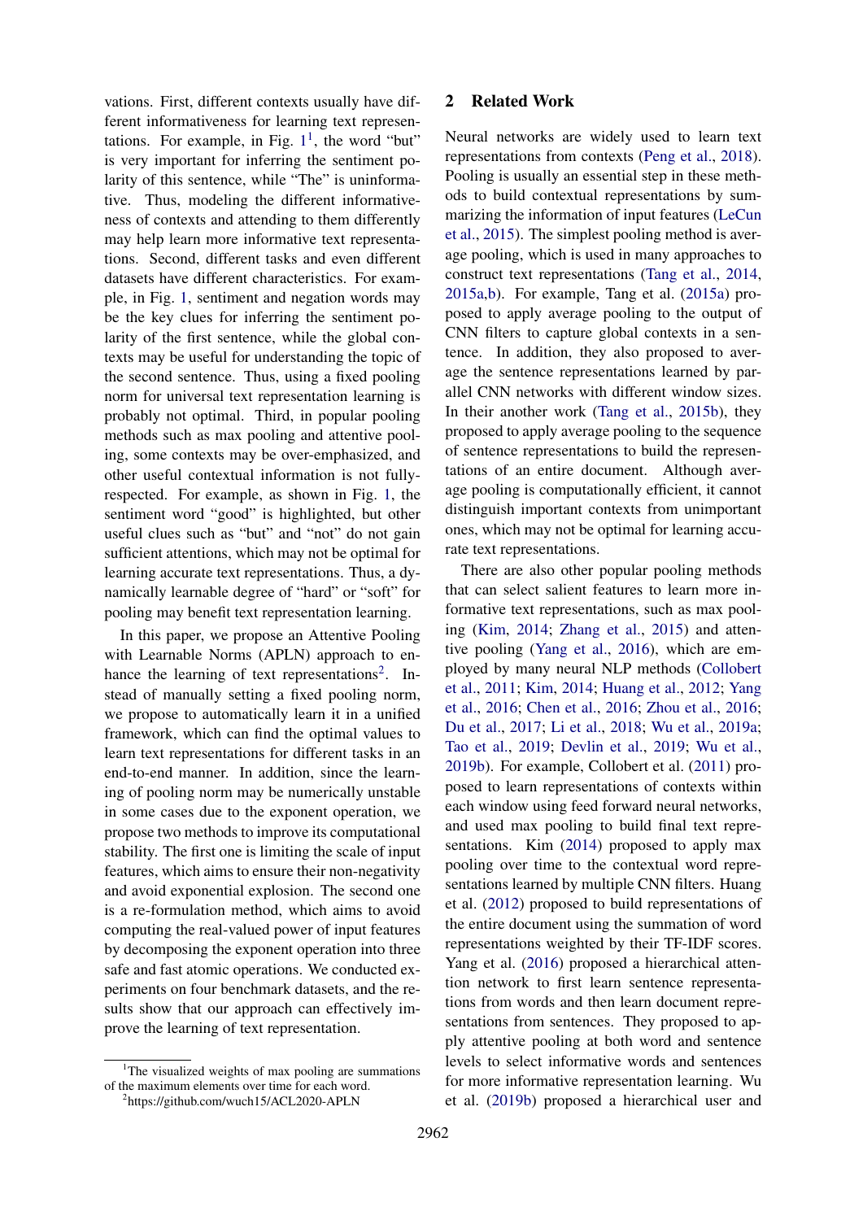vations. First, different contexts usually have different informativeness for learning text representations. For example, in Fig. 1[1], the word "but" is very important for inferring the sentiment polarity of this sentence, while "The" is uninformative. Thus, modeling the different informativeness of contexts and attending to them differently may help learn more informative text representations. Second, different tasks and even different datasets have different characteristics. For example, in Fig. 1, sentiment and negation words may be the key clues for inferring the sentiment polarity of the first sentence, while the global contexts may be useful for understanding the topic of the second sentence. Thus, using a fixed pooling norm for universal text representation learning is probably not optimal. Third, in popular pooling methods such as max pooling and attentive pooling, some contexts may be over-emphasized, and other useful contextual information is not fully-respected. For example, as shown in Fig. 1, the sentiment word "good" is highlighted, but other useful clues such as "but" and "not" do not gain sufficient attentions, which may not be optimal for learning accurate text representations. Thus, a dynamically learnable degree of "hard" or "soft" for pooling may benefit text representation learning.

In this paper, we propose an Attentive Pooling with Learnable Norms (APLN) approach to enhance the learning of text representations[2]. Instead of manually setting a fixed pooling norm, we propose to automatically learn it in a unified framework, which can find the optimal values to learn text representations for different tasks in an end-to-end manner. In addition, since the learning of pooling norm may be numerically unstable in some cases due to the exponent operation, we propose two methods to improve its computational stability. The first one is limiting the scale of input features, which aims to ensure their non-negativity and avoid exponential explosion. The second one is a re-formulation method, which aims to avoid computing the real-valued power of input features by decomposing the exponent operation into three safe and fast atomic operations. We conducted experiments on four benchmark datasets, and the results show that our approach can effectively improve the learning of text representation.

## 2 Related Work

Neural networks are widely used to learn text representations from contexts (Peng et al., 2018). Pooling is usually an essential step in these methods to build contextual representations by summarizing the information of input features (LeCun et al., 2015). The simplest pooling method is average pooling, which is used in many approaches to construct text representations (Tang et al., 2014, 2015a,b). For example, Tang et al. (2015a) proposed to apply average pooling to the output of CNN filters to capture global contexts in a sentence. In addition, they also proposed to average the sentence representations learned by parallel CNN networks with different window sizes. In their another work (Tang et al., 2015b), they proposed to apply average pooling to the sequence of sentence representations to build the representations of an entire document. Although average pooling is computationally efficient, it cannot distinguish important contexts from unimportant ones, which may not be optimal for learning accurate text representations.

There are also other popular pooling methods that can select salient features to learn more informative text representations, such as max pooling (Kim, 2014; Zhang et al., 2015) and attentive pooling (Yang et al., 2016), which are employed by many neural NLP methods (Collobert et al., 2011; Kim, 2014; Huang et al., 2012; Yang et al., 2016; Chen et al., 2016; Zhou et al., 2016; Du et al., 2017; Li et al., 2018; Wu et al., 2019a; Tao et al., 2019; Devlin et al., 2019; Wu et al., 2019b). For example, Collobert et al. (2011) proposed to learn representations of contexts within each window using feed forward neural networks, and used max pooling to build final text representations. Kim (2014) proposed to apply max pooling over time to the contextual word representations learned by multiple CNN filters. Huang et al. (2012) proposed to build representations of the entire document using the summation of word representations weighted by their TF-IDF scores. Yang et al. (2016) proposed a hierarchical attention network to first learn sentence representations from words and then learn document representations from sentences. They proposed to apply attentive pooling at both word and sentence levels to select informative words and sentences for more informative representation learning. Wu et al. (2019b) proposed a hierarchical user and

[1] The visualized weights of max pooling are summations of the maximum elements over time for each word.

[2] https://github.com/wuch15/ACL2020-APLN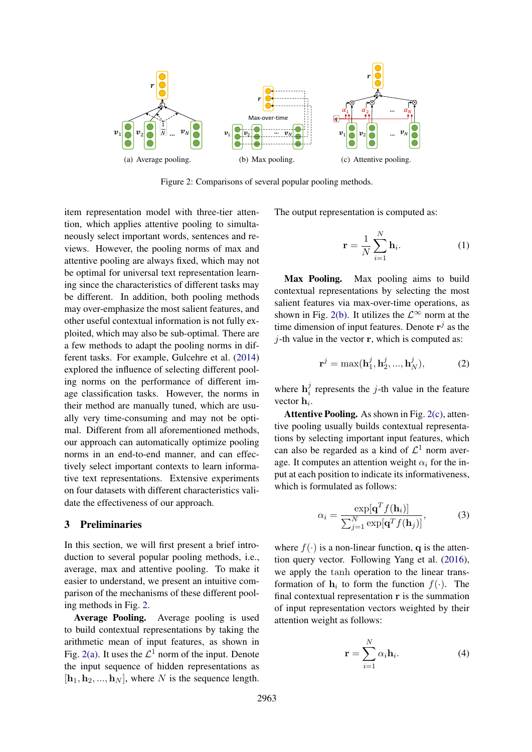(a) Average pooling. (b) Max pooling. (c) Attentive pooling.

Figure 2: Comparisons of several popular pooling methods.

item representation model with three-tier attention, which applies attentive pooling to simultaneously select important words, sentences and reviews. However, the pooling norms of max and attentive pooling are always fixed, which may not be optimal for universal text representation learning since the characteristics of different tasks may be different. In addition, both pooling methods may over-emphasize the most salient features, and other useful contextual information is not fully exploited, which may also be sub-optimal. There are a few methods to adapt the pooling norms in different tasks. For example, Gulcehre et al. (2014) explored the influence of selecting different pooling norms on the performance of different image classification tasks. However, the norms in their method are manually tuned, which are usually very time-consuming and may not be optimal. Different from all aforementioned methods, our approach can automatically optimize pooling norms in an end-to-end manner, and can effectively select important contexts to learn informative text representations. Extensive experiments on four datasets with different characteristics validate the effectiveness of our approach.

## 3 Preliminaries

In this section, we will first present a brief introduction to several popular pooling methods, i.e., average, max and attentive pooling. To make it easier to understand, we present an intuitive comparison of the mechanisms of these different pooling methods in Fig. 2.

**Average Pooling.** Average pooling is used to build contextual representations by taking the arithmetic mean of input features, as shown in Fig. 2(a). It uses the $\mathcal{L}^1$ norm of the input. Denote the input sequence of hidden representations as $[\mathbf{h}_1, \mathbf{h}_2, ..., \mathbf{h}_N]$, where $N$ is the sequence length. The output representation is computed as:

$$\mathbf{r} = \frac{1}{N}\sum_{i=1}^{N}\mathbf{h}_i. \quad (1)$$

**Max Pooling.** Max pooling aims to build contextual representations by selecting the most salient features via max-over-time operations, as shown in Fig. 2(b). It utilizes the $\mathcal{L}^\infty$ norm at the time dimension of input features. Denote $\mathbf{r}^j$ as the $j$-th value in the vector $\mathbf{r}$, which is computed as:

$$\mathbf{r}^j = \max(\mathbf{h}_1^j, \mathbf{h}_2^j, ..., \mathbf{h}_N^j), \quad (2)$$

where $\mathbf{h}_i^j$ represents the $j$-th value in the feature vector $\mathbf{h}_i$.

**Attentive Pooling.** As shown in Fig. 2(c), attentive pooling usually builds contextual representations by selecting important input features, which can also be regarded as a kind of $\mathcal{L}^1$ norm average. It computes an attention weight $\alpha_i$ for the input at each position to indicate its informativeness, which is formulated as follows:

$$\alpha_i = \frac{\exp[\mathbf{q}^T f(\mathbf{h}_i)]}{\sum_{j=1}^{N}\exp[\mathbf{q}^T f(\mathbf{h}_j)]}, \quad (3)$$

where $f(\cdot)$ is a non-linear function, $\mathbf{q}$ is the attention query vector. Following Yang et al. (2016), we apply the $\tanh$ operation to the linear transformation of $\mathbf{h}_i$ to form the function $f(\cdot)$. The final contextual representation $\mathbf{r}$ is the summation of input representation vectors weighted by their attention weight as follows:

$$\mathbf{r} = \sum_{i=1}^{N}\alpha_i\mathbf{h}_i. \quad (4)$$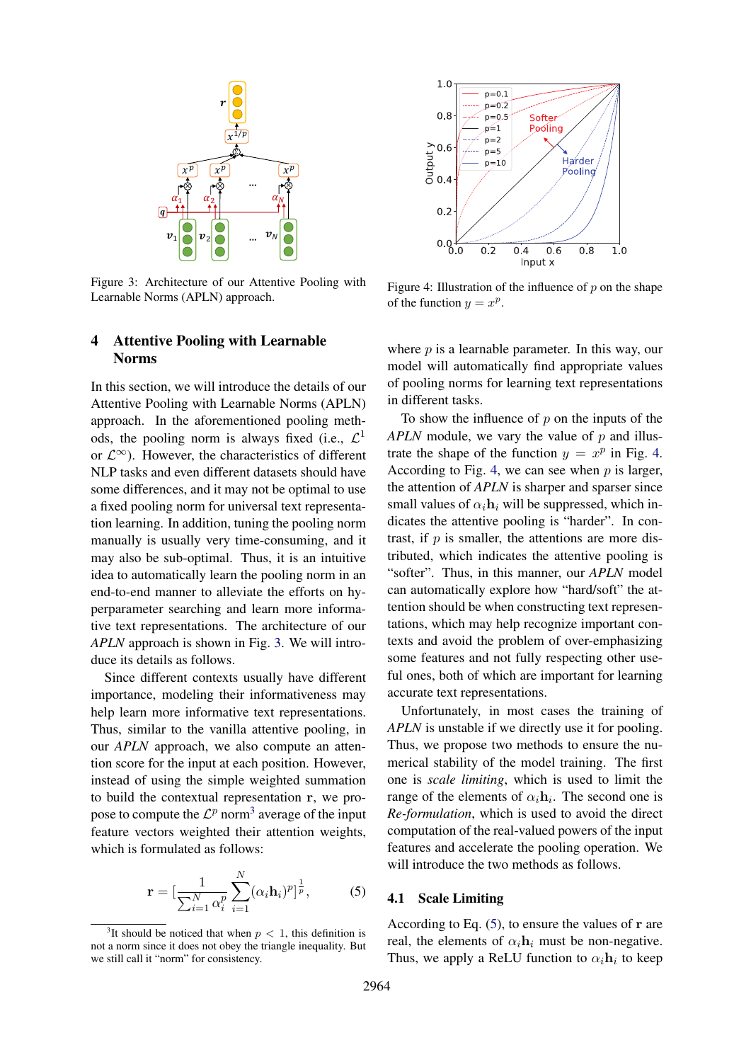Figure 3: Architecture of our Attentive Pooling with Learnable Norms (APLN) approach.

Figure 4: Illustration of the influence of $p$ on the shape of the function $y = x^p$.

## 4 Attentive Pooling with Learnable Norms

In this section, we will introduce the details of our Attentive Pooling with Learnable Norms (APLN) approach. In the aforementioned pooling methods, the pooling norm is always fixed (i.e., $\mathcal{L}^1$ or $\mathcal{L}^\infty$). However, the characteristics of different NLP tasks and even different datasets should have some differences, and it may not be optimal to use a fixed pooling norm for universal text representation learning. In addition, tuning the pooling norm manually is usually very time-consuming, and it may also be sub-optimal. Thus, it is an intuitive idea to automatically learn the pooling norm in an end-to-end manner to alleviate the efforts on hyperparameter searching and learn more informative text representations. The architecture of our *APLN* approach is shown in Fig. 3. We will introduce its details as follows.

Since different contexts usually have different importance, modeling their informativeness may help learn more informative text representations. Thus, similar to the vanilla attentive pooling, in our *APLN* approach, we also compute an attention score for the input at each position. However, instead of using the simple weighted summation to build the contextual representation $\mathbf{r}$, we propose to compute the $\mathcal{L}^p$ norm[3] average of the input feature vectors weighted their attention weights, which is formulated as follows:

$$\mathbf{r} = [\frac{1}{\sum_{i=1}^{N} \alpha_i^p} \sum_{i=1}^{N} (\alpha_i \mathbf{h}_i)^p]^{\frac{1}{p}}, \tag{5}$$

[3]It should be noticed that when $p < 1$, this definition is not a norm since it does not obey the triangle inequality. But we still call it "norm" for consistency.

where $p$ is a learnable parameter. In this way, our model will automatically find appropriate values of pooling norms for learning text representations in different tasks.

To show the influence of $p$ on the inputs of the *APLN* module, we vary the value of $p$ and illustrate the shape of the function $y = x^p$ in Fig. 4. According to Fig. 4, we can see when $p$ is larger, the attention of *APLN* is sharper and sparser since small values of $\alpha_i \mathbf{h}_i$ will be suppressed, which indicates the attentive pooling is "harder". In contrast, if $p$ is smaller, the attentions are more distributed, which indicates the attentive pooling is "softer". Thus, in this manner, our *APLN* model can automatically explore how "hard/soft" the attention should be when constructing text representations, which may help recognize important contexts and avoid the problem of over-emphasizing some features and not fully respecting other useful ones, both of which are important for learning accurate text representations.

Unfortunately, in most cases the training of *APLN* is unstable if we directly use it for pooling. Thus, we propose two methods to ensure the numerical stability of the model training. The first one is *scale limiting*, which is used to limit the range of the elements of $\alpha_i \mathbf{h}_i$. The second one is *Re-formulation*, which is used to avoid the direct computation of the real-valued powers of the input features and accelerate the pooling operation. We will introduce the two methods as follows.

### 4.1 Scale Limiting

According to Eq. (5), to ensure the values of $\mathbf{r}$ are real, the elements of $\alpha_i \mathbf{h}_i$ must be non-negative. Thus, we apply a ReLU function to $\alpha_i \mathbf{h}_i$ to keep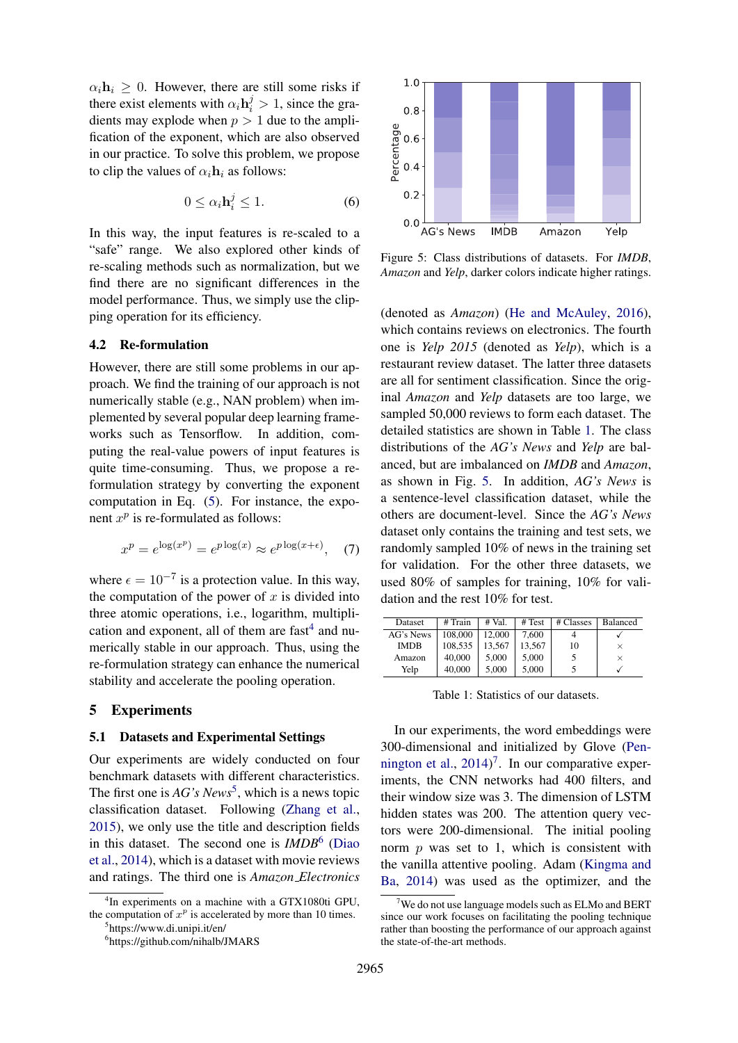$\alpha_i \mathbf{h}_i \geq 0$. However, there are still some risks if there exist elements with $\alpha_i \mathbf{h}_i^j > 1$, since the gradients may explode when $p > 1$ due to the amplification of the exponent, which are also observed in our practice. To solve this problem, we propose to clip the values of $\alpha_i \mathbf{h}_i$ as follows:

$$0 \leq \alpha_i \mathbf{h}_i^j \leq 1. \tag{6}$$

In this way, the input features is re-scaled to a "safe" range. We also explored other kinds of re-scaling methods such as normalization, but we find there are no significant differences in the model performance. Thus, we simply use the clipping operation for its efficiency.

### 4.2 Re-formulation

However, there are still some problems in our approach. We find the training of our approach is not numerically stable (e.g., NAN problem) when implemented by several popular deep learning frameworks such as Tensorflow. In addition, computing the real-value powers of input features is quite time-consuming. Thus, we propose a re-formulation strategy by converting the exponent computation in Eq. (5). For instance, the exponent $x^p$ is re-formulated as follows:

$$x^p = e^{\log(x^p)} = e^{p \log(x)} \approx e^{p \log(x+\epsilon)}, \tag{7}$$

where $\epsilon = 10^{-7}$ is a protection value. In this way, the computation of the power of $x$ is divided into three atomic operations, i.e., logarithm, multiplication and exponent, all of them are fast[4] and numerically stable in our approach. Thus, using the re-formulation strategy can enhance the numerical stability and accelerate the pooling operation.

## 5 Experiments

### 5.1 Datasets and Experimental Settings

Our experiments are widely conducted on four benchmark datasets with different characteristics. The first one is *AG's News*[5], which is a news topic classification dataset. Following (Zhang et al., 2015), we only use the title and description fields in this dataset. The second one is *IMDB*[6] (Diao et al., 2014), which is a dataset with movie reviews and ratings. The third one is *Amazon Electronics* (denoted as *Amazon*) (He and McAuley, 2016), which contains reviews on electronics. The fourth one is *Yelp 2015* (denoted as *Yelp*), which is a restaurant review dataset. The latter three datasets are all for sentiment classification. Since the original *Amazon* and *Yelp* datasets are too large, we sampled 50,000 reviews to form each dataset. The detailed statistics are shown in Table 1. The class distributions of the *AG's News* and *Yelp* are balanced, but are imbalanced on *IMDB* and *Amazon*, as shown in Fig. 5. In addition, *AG's News* is a sentence-level classification dataset, while the others are document-level. Since the *AG's News* dataset only contains the training and test sets, we randomly sampled 10% of news in the training set for validation. For the other three datasets, we used 80% of samples for training, 10% for validation and the rest 10% for test.

Figure 5: Class distributions of datasets. For *IMDB*, *Amazon* and *Yelp*, darker colors indicate higher ratings.

| Dataset | # Train | # Val. | # Test | # Classes | Balanced |
|---|---|---|---|---|---|
| AG's News | 108,000 | 12,000 | 7,600 | 4 | ✓ |
| IMDB | 108,535 | 13,567 | 13,567 | 10 | × |
| Amazon | 40,000 | 5,000 | 5,000 | 5 | × |
| Yelp | 40,000 | 5,000 | 5,000 | 5 | ✓ |

Table 1: Statistics of our datasets.

In our experiments, the word embeddings were 300-dimensional and initialized by Glove (Pennington et al., 2014)[7]. In our comparative experiments, the CNN networks had 400 filters, and their window size was 3. The dimension of LSTM hidden states was 200. The attention query vectors were 200-dimensional. The initial pooling norm $p$ was set to 1, which is consistent with the vanilla attentive pooling. Adam (Kingma and Ba, 2014) was used as the optimizer, and the

[4] In experiments on a machine with a GTX1080ti GPU, the computation of $x^p$ is accelerated by more than 10 times.

[5] https://www.di.unipi.it/en/

[6] https://github.com/nihalb/JMARS

[7] We do not use language models such as ELMo and BERT since our work focuses on facilitating the pooling technique rather than boosting the performance of our approach against the state-of-the-art methods.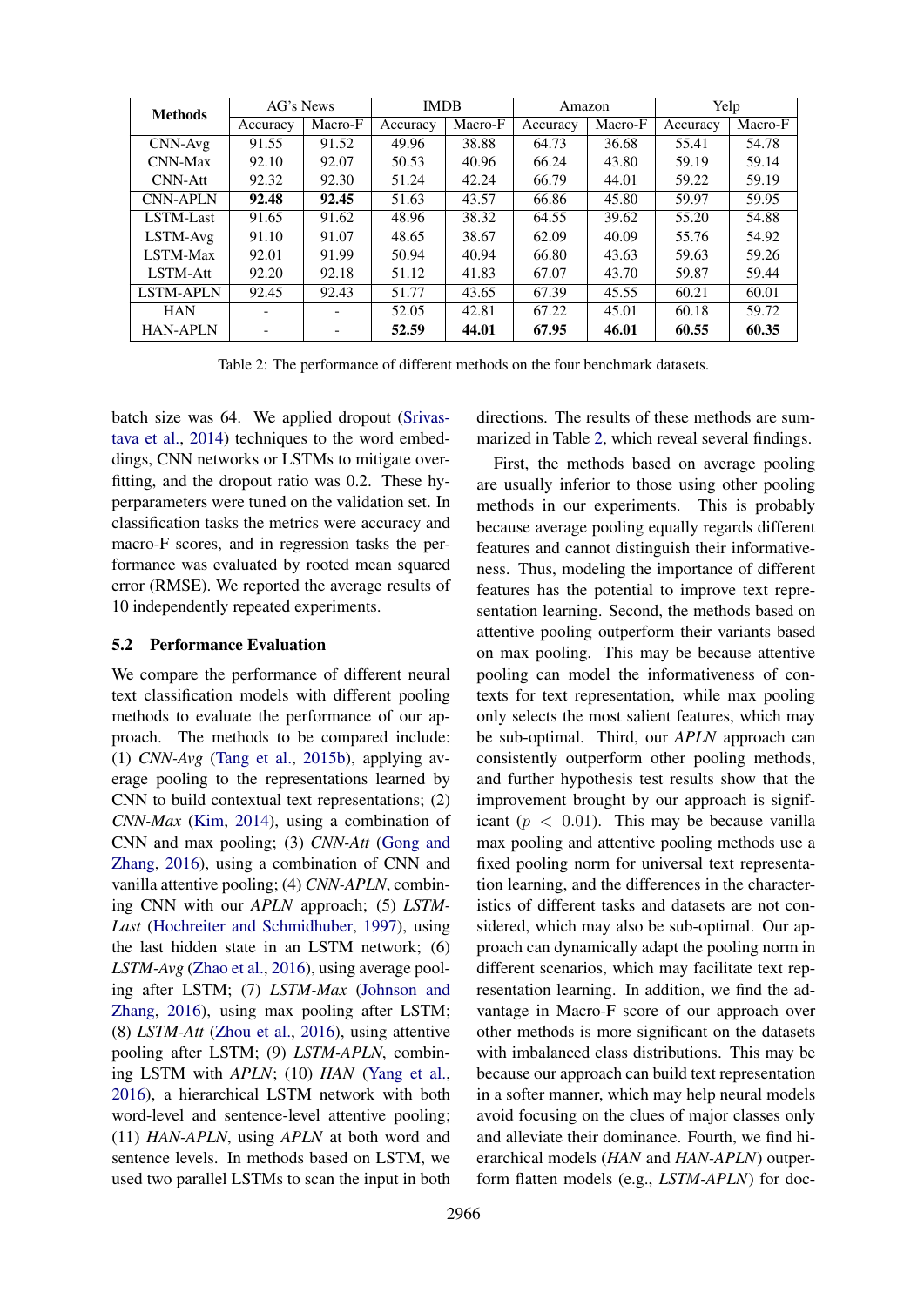| Methods | AG's News | | IMDB | | Amazon | | Yelp | |
|---|---|---|---|---|---|---|---|---|
| | Accuracy | Macro-F | Accuracy | Macro-F | Accuracy | Macro-F | Accuracy | Macro-F |
| CNN-Avg | 91.55 | 91.52 | 49.96 | 38.88 | 64.73 | 36.68 | 55.41 | 54.78 |
| CNN-Max | 92.10 | 92.07 | 50.53 | 40.96 | 66.24 | 43.80 | 59.19 | 59.14 |
| CNN-Att | 92.32 | 92.30 | 51.24 | 42.24 | 66.79 | 44.01 | 59.22 | 59.19 |
| CNN-APLN | **92.48** | **92.45** | 51.63 | 43.57 | 66.86 | 45.80 | 59.97 | 59.95 |
| LSTM-Last | 91.65 | 91.62 | 48.96 | 38.32 | 64.55 | 39.62 | 55.20 | 54.88 |
| LSTM-Avg | 91.10 | 91.07 | 48.65 | 38.67 | 62.09 | 40.09 | 55.76 | 54.92 |
| LSTM-Max | 92.01 | 91.99 | 50.94 | 40.94 | 66.80 | 43.63 | 59.63 | 59.26 |
| LSTM-Att | 92.20 | 92.18 | 51.12 | 41.83 | 67.07 | 43.70 | 59.87 | 59.44 |
| LSTM-APLN | 92.45 | 92.43 | 51.77 | 43.65 | 67.39 | 45.55 | 60.21 | 60.01 |
| HAN | - | - | 52.05 | 42.81 | 67.22 | 45.01 | 60.18 | 59.72 |
| HAN-APLN | - | - | **52.59** | **44.01** | **67.95** | **46.01** | **60.55** | **60.35** |

Table 2: The performance of different methods on the four benchmark datasets.

batch size was 64. We applied dropout (Srivastava et al., 2014) techniques to the word embeddings, CNN networks or LSTMs to mitigate overfitting, and the dropout ratio was 0.2. These hyperparameters were tuned on the validation set. In classification tasks the metrics were accuracy and macro-F scores, and in regression tasks the performance was evaluated by rooted mean squared error (RMSE). We reported the average results of 10 independently repeated experiments.

### 5.2 Performance Evaluation

We compare the performance of different neural text classification models with different pooling methods to evaluate the performance of our approach. The methods to be compared include: (1) *CNN-Avg* (Tang et al., 2015b), applying average pooling to the representations learned by CNN to build contextual text representations; (2) *CNN-Max* (Kim, 2014), using a combination of CNN and max pooling; (3) *CNN-Att* (Gong and Zhang, 2016), using a combination of CNN and vanilla attentive pooling; (4) *CNN-APLN*, combining CNN with our *APLN* approach; (5) *LSTM-Last* (Hochreiter and Schmidhuber, 1997), using the last hidden state in an LSTM network; (6) *LSTM-Avg* (Zhao et al., 2016), using average pooling after LSTM; (7) *LSTM-Max* (Johnson and Zhang, 2016), using max pooling after LSTM; (8) *LSTM-Att* (Zhou et al., 2016), using attentive pooling after LSTM; (9) *LSTM-APLN*, combining LSTM with *APLN*; (10) *HAN* (Yang et al., 2016), a hierarchical LSTM network with both word-level and sentence-level attentive pooling; (11) *HAN-APLN*, using *APLN* at both word and sentence levels. In methods based on LSTM, we used two parallel LSTMs to scan the input in both directions. The results of these methods are summarized in Table 2, which reveal several findings.

First, the methods based on average pooling are usually inferior to those using other pooling methods in our experiments. This is probably because average pooling equally regards different features and cannot distinguish their informativeness. Thus, modeling the importance of different features has the potential to improve text representation learning. Second, the methods based on attentive pooling outperform their variants based on max pooling. This may be because attentive pooling can model the informativeness of contexts for text representation, while max pooling only selects the most salient features, which may be sub-optimal. Third, our *APLN* approach can consistently outperform other pooling methods, and further hypothesis test results show that the improvement brought by our approach is significant ($p < 0.01$). This may be because vanilla max pooling and attentive pooling methods use a fixed pooling norm for universal text representation learning, and the differences in the characteristics of different tasks and datasets are not considered, which may also be sub-optimal. Our approach can dynamically adapt the pooling norm in different scenarios, which may facilitate text representation learning. In addition, we find the advantage in Macro-F score of our approach over other methods is more significant on the datasets with imbalanced class distributions. This may be because our approach can build text representation in a softer manner, which may help neural models avoid focusing on the clues of major classes only and alleviate their dominance. Fourth, we find hierarchical models (*HAN* and *HAN-APLN*) outperform flatten models (e.g., *LSTM-APLN*) for doc-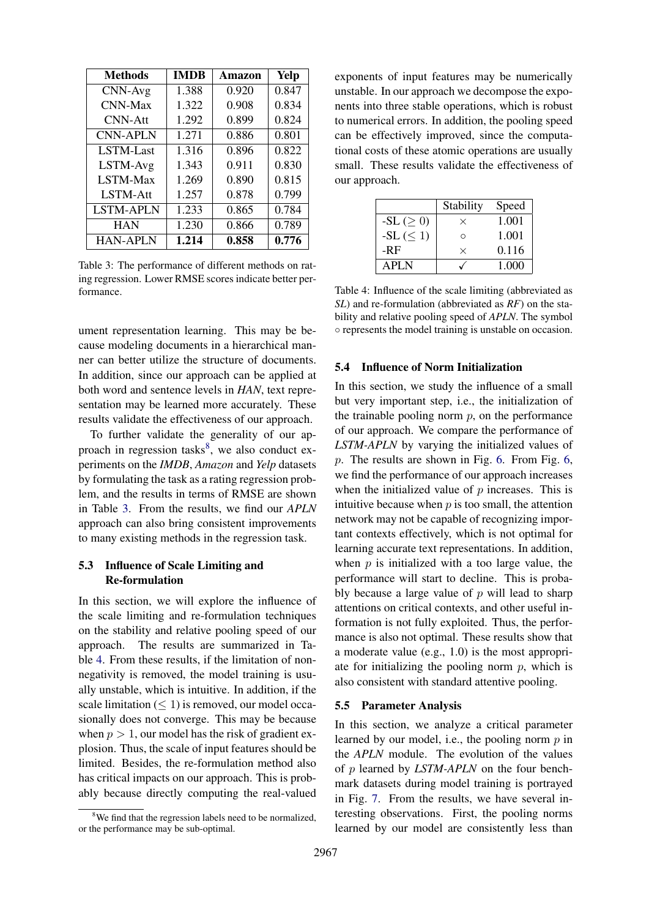| Methods | IMDB | Amazon | Yelp |
|---|---|---|---|
| CNN-Avg | 1.388 | 0.920 | 0.847 |
| CNN-Max | 1.322 | 0.908 | 0.834 |
| CNN-Att | 1.292 | 0.899 | 0.824 |
| CNN-APLN | 1.271 | 0.886 | 0.801 |
| LSTM-Last | 1.316 | 0.896 | 0.822 |
| LSTM-Avg | 1.343 | 0.911 | 0.830 |
| LSTM-Max | 1.269 | 0.890 | 0.815 |
| LSTM-Att | 1.257 | 0.878 | 0.799 |
| LSTM-APLN | 1.233 | 0.865 | 0.784 |
| HAN | 1.230 | 0.866 | 0.789 |
| HAN-APLN | **1.214** | **0.858** | **0.776** |

Table 3: The performance of different methods on rating regression. Lower RMSE scores indicate better performance.

ument representation learning. This may be because modeling documents in a hierarchical manner can better utilize the structure of documents. In addition, since our approach can be applied at both word and sentence levels in *HAN*, text representation may be learned more accurately. These results validate the effectiveness of our approach.

To further validate the generality of our approach in regression tasks[8], we also conduct experiments on the *IMDB*, *Amazon* and *Yelp* datasets by formulating the task as a rating regression problem, and the results in terms of RMSE are shown in Table 3. From the results, we find our *APLN* approach can also bring consistent improvements to many existing methods in the regression task.

### 5.3 Influence of Scale Limiting and Re-formulation

In this section, we will explore the influence of the scale limiting and re-formulation techniques on the stability and relative pooling speed of our approach. The results are summarized in Table 4. From these results, if the limitation of non-negativity is removed, the model training is usually unstable, which is intuitive. In addition, if the scale limitation ($\leq 1$) is removed, our model occasionally does not converge. This may be because when $p > 1$, our model has the risk of gradient explosion. Thus, the scale of input features should be limited. Besides, the re-formulation method also has critical impacts on our approach. This is probably because directly computing the real-valued exponents of input features may be numerically unstable. In our approach we decompose the exponents into three stable operations, which is robust to numerical errors. In addition, the pooling speed can be effectively improved, since the computational costs of these atomic operations are usually small. These results validate the effectiveness of our approach.

[8] We find that the regression labels need to be normalized, or the performance may be sub-optimal.

| | Stability | Speed |
|---|---|---|
| -SL ($\geq 0$) | $\times$ | 1.001 |
| -SL ($\leq 1$) | $\circ$ | 1.001 |
| -RF | $\times$ | 0.116 |
| APLN | ✓ | 1.000 |

Table 4: Influence of the scale limiting (abbreviated as *SL*) and re-formulation (abbreviated as *RF*) on the stability and relative pooling speed of *APLN*. The symbol $\circ$ represents the model training is unstable on occasion.

### 5.4 Influence of Norm Initialization

In this section, we study the influence of a small but very important step, i.e., the initialization of the trainable pooling norm $p$, on the performance of our approach. We compare the performance of *LSTM-APLN* by varying the initialized values of $p$. The results are shown in Fig. 6. From Fig. 6, we find the performance of our approach increases when the initialized value of $p$ increases. This is intuitive because when $p$ is too small, the attention network may not be capable of recognizing important contexts effectively, which is not optimal for learning accurate text representations. In addition, when $p$ is initialized with a too large value, the performance will start to decline. This is probably because a large value of $p$ will lead to sharp attentions on critical contexts, and other useful information is not fully exploited. Thus, the performance is also not optimal. These results show that a moderate value (e.g., 1.0) is the most appropriate for initializing the pooling norm $p$, which is also consistent with standard attentive pooling.

### 5.5 Parameter Analysis

In this section, we analyze a critical parameter learned by our model, i.e., the pooling norm $p$ in the *APLN* module. The evolution of the values of $p$ learned by *LSTM-APLN* on the four benchmark datasets during model training is portrayed in Fig. 7. From the results, we have several interesting observations. First, the pooling norms learned by our model are consistently less than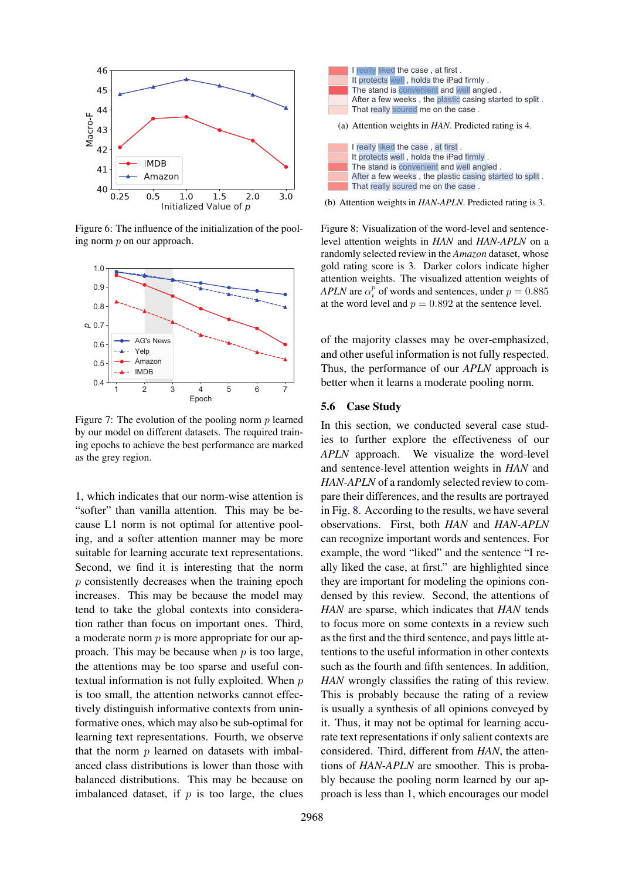Figure 6: The influence of the initialization of the pooling norm $p$ on our approach.

Figure 7: The evolution of the pooling norm $p$ learned by our model on different datasets. The required training epochs to achieve the best performance are marked as the grey region.

I really liked the case , at first .
It protects well , holds the iPad firmly .
The stand is convenient and well angled .
After a few weeks , the plastic casing started to split .
That really soured me on the case .

(a) Attention weights in *HAN*. Predicted rating is 4.

I really liked the case , at first .
It protects well , holds the iPad firmly .
The stand is convenient and well angled .
After a few weeks , the plastic casing started to split .
That really soured me on the case .

(b) Attention weights in *HAN-APLN*. Predicted rating is 3.

Figure 8: Visualization of the word-level and sentence-level attention weights in *HAN* and *HAN-APLN* on a randomly selected review in the *Amazon* dataset, whose gold rating score is 3. Darker colors indicate higher attention weights. The visualized attention weights of *APLN* are $\alpha_i^p$ of words and sentences, under $p = 0.885$ at the word level and $p = 0.892$ at the sentence level.

1, which indicates that our norm-wise attention is "softer" than vanilla attention. This may be because L1 norm is not optimal for attentive pooling, and a softer attention manner may be more suitable for learning accurate text representations. Second, we find it is interesting that the norm $p$ consistently decreases when the training epoch increases. This may be because the model may tend to take the global contexts into consideration rather than focus on important ones. Third, a moderate norm $p$ is more appropriate for our approach. This may be because when $p$ is too large, the attentions may be too sparse and useful contextual information is not fully exploited. When $p$ is too small, the attention networks cannot effectively distinguish informative contexts from uninformative ones, which may also be sub-optimal for learning text representations. Fourth, we observe that the norm $p$ learned on datasets with imbalanced class distributions is lower than those with balanced distributions. This may be because on imbalanced dataset, if $p$ is too large, the clues of the majority classes may be over-emphasized, and other useful information is not fully respected. Thus, the performance of our *APLN* approach is better when it learns a moderate pooling norm.

## 5.6 Case Study

In this section, we conducted several case studies to further explore the effectiveness of our *APLN* approach. We visualize the word-level and sentence-level attention weights in *HAN* and *HAN-APLN* of a randomly selected review to compare their differences, and the results are portrayed in Fig. 8. According to the results, we have several observations. First, both *HAN* and *HAN-APLN* can recognize important words and sentences. For example, the word "liked" and the sentence "I really liked the case, at first." are highlighted since they are important for modeling the opinions condensed by this review. Second, the attentions of *HAN* are sparse, which indicates that *HAN* tends to focus more on some contexts in a review such as the first and the third sentence, and pays little attentions to the useful information in other contexts such as the fourth and fifth sentences. In addition, *HAN* wrongly classifies the rating of this review. This is probably because the rating of a review is usually a synthesis of all opinions conveyed by it. Thus, it may not be optimal for learning accurate text representations if only salient contexts are considered. Third, different from *HAN*, the attentions of *HAN-APLN* are smoother. This is probably because the pooling norm learned by our approach is less than 1, which encourages our model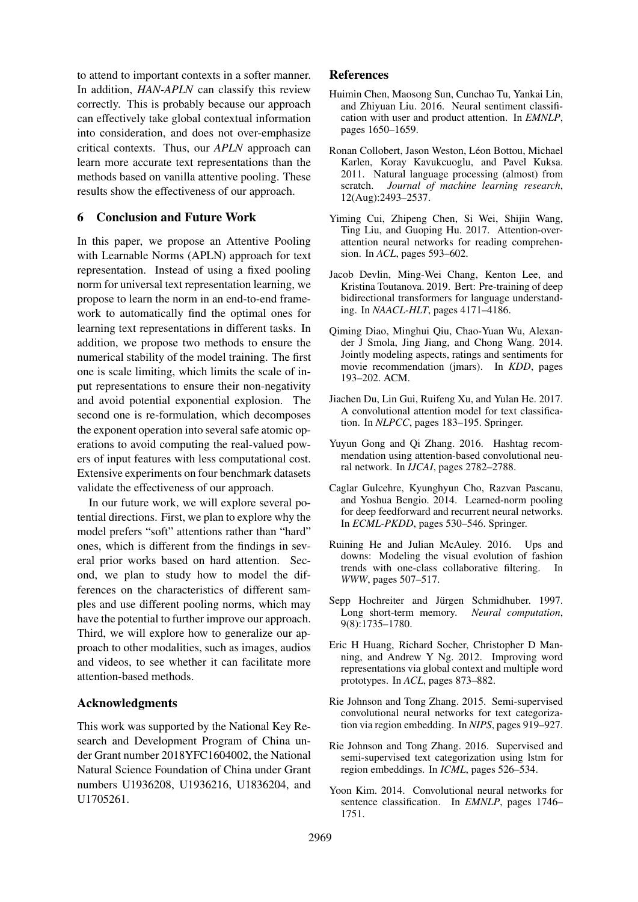to attend to important contexts in a softer manner. In addition, *HAN-APLN* can classify this review correctly. This is probably because our approach can effectively take global contextual information into consideration, and does not over-emphasize critical contexts. Thus, our *APLN* approach can learn more accurate text representations than the methods based on vanilla attentive pooling. These results show the effectiveness of our approach.

## 6 Conclusion and Future Work

In this paper, we propose an Attentive Pooling with Learnable Norms (APLN) approach for text representation. Instead of using a fixed pooling norm for universal text representation learning, we propose to learn the norm in an end-to-end framework to automatically find the optimal ones for learning text representations in different tasks. In addition, we propose two methods to ensure the numerical stability of the model training. The first one is scale limiting, which limits the scale of input representations to ensure their non-negativity and avoid potential exponential explosion. The second one is re-formulation, which decomposes the exponent operation into several safe atomic operations to avoid computing the real-valued powers of input features with less computational cost. Extensive experiments on four benchmark datasets validate the effectiveness of our approach.

In our future work, we will explore several potential directions. First, we plan to explore why the model prefers "soft" attentions rather than "hard" ones, which is different from the findings in several prior works based on hard attention. Second, we plan to study how to model the differences on the characteristics of different samples and use different pooling norms, which may have the potential to further improve our approach. Third, we will explore how to generalize our approach to other modalities, such as images, audios and videos, to see whether it can facilitate more attention-based methods.

## Acknowledgments

This work was supported by the National Key Research and Development Program of China under Grant number 2018YFC1604002, the National Natural Science Foundation of China under Grant numbers U1936208, U1936216, U1836204, and U1705261.

## References

Huimin Chen, Maosong Sun, Cunchao Tu, Yankai Lin, and Zhiyuan Liu. 2016. Neural sentiment classification with user and product attention. In *EMNLP*, pages 1650–1659.

Ronan Collobert, Jason Weston, Léon Bottou, Michael Karlen, Koray Kavukcuoglu, and Pavel Kuksa. 2011. Natural language processing (almost) from scratch. *Journal of machine learning research*, 12(Aug):2493–2537.

Yiming Cui, Zhipeng Chen, Si Wei, Shijin Wang, Ting Liu, and Guoping Hu. 2017. Attention-over-attention neural networks for reading comprehension. In *ACL*, pages 593–602.

Jacob Devlin, Ming-Wei Chang, Kenton Lee, and Kristina Toutanova. 2019. Bert: Pre-training of deep bidirectional transformers for language understanding. In *NAACL-HLT*, pages 4171–4186.

Qiming Diao, Minghui Qiu, Chao-Yuan Wu, Alexander J Smola, Jing Jiang, and Chong Wang. 2014. Jointly modeling aspects, ratings and sentiments for movie recommendation (jmars). In *KDD*, pages 193–202. ACM.

Jiachen Du, Lin Gui, Ruifeng Xu, and Yulan He. 2017. A convolutional attention model for text classification. In *NLPCC*, pages 183–195. Springer.

Yuyun Gong and Qi Zhang. 2016. Hashtag recommendation using attention-based convolutional neural network. In *IJCAI*, pages 2782–2788.

Caglar Gulcehre, Kyunghyun Cho, Razvan Pascanu, and Yoshua Bengio. 2014. Learned-norm pooling for deep feedforward and recurrent neural networks. In *ECML-PKDD*, pages 530–546. Springer.

Ruining He and Julian McAuley. 2016. Ups and downs: Modeling the visual evolution of fashion trends with one-class collaborative filtering. In *WWW*, pages 507–517.

Sepp Hochreiter and Jürgen Schmidhuber. 1997. Long short-term memory. *Neural computation*, 9(8):1735–1780.

Eric H Huang, Richard Socher, Christopher D Manning, and Andrew Y Ng. 2012. Improving word representations via global context and multiple word prototypes. In *ACL*, pages 873–882.

Rie Johnson and Tong Zhang. 2015. Semi-supervised convolutional neural networks for text categorization via region embedding. In *NIPS*, pages 919–927.

Rie Johnson and Tong Zhang. 2016. Supervised and semi-supervised text categorization using lstm for region embeddings. In *ICML*, pages 526–534.

Yoon Kim. 2014. Convolutional neural networks for sentence classification. In *EMNLP*, pages 1746–1751.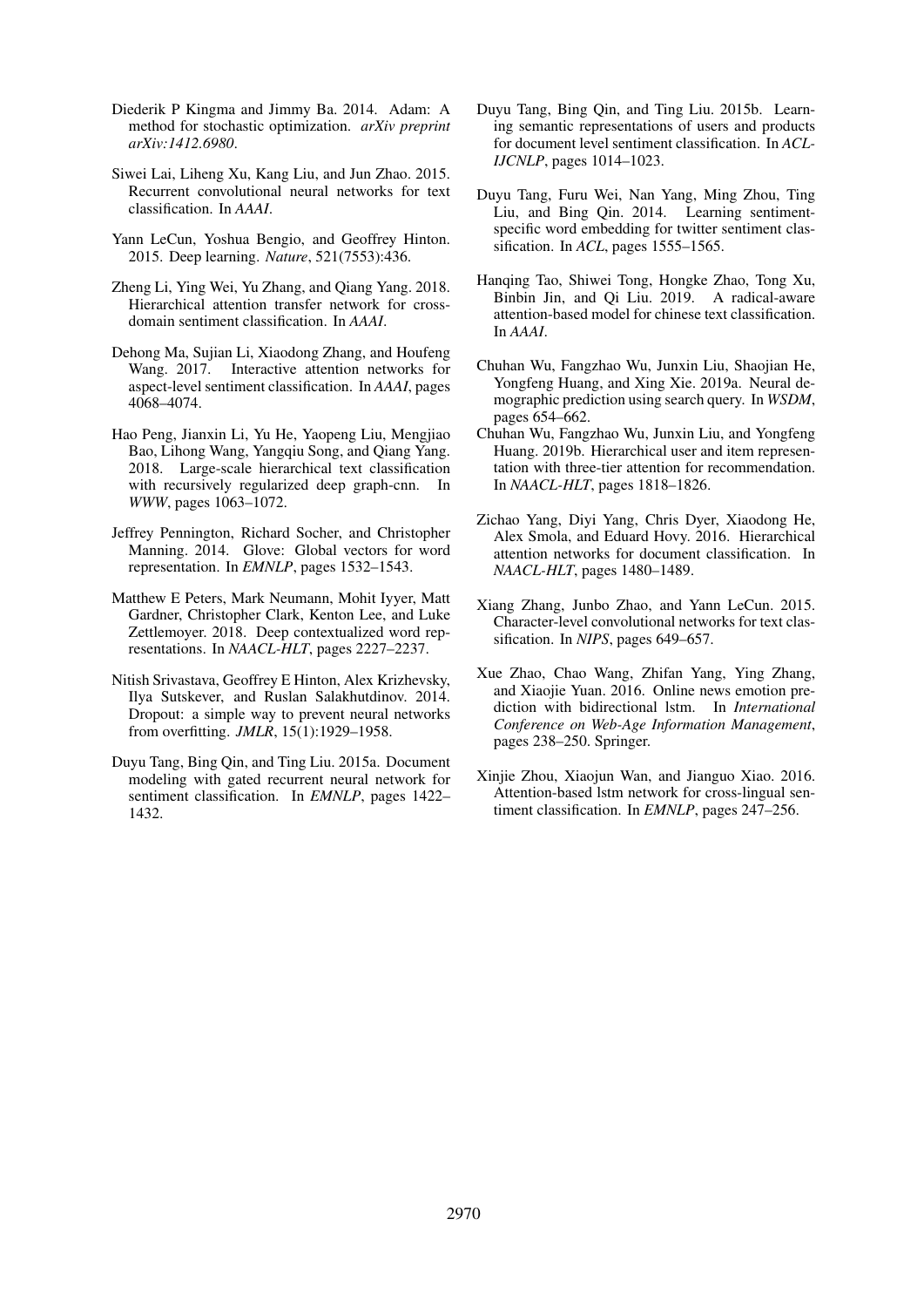Diederik P Kingma and Jimmy Ba. 2014. Adam: A method for stochastic optimization. *arXiv preprint arXiv:1412.6980*.

Siwei Lai, Liheng Xu, Kang Liu, and Jun Zhao. 2015. Recurrent convolutional neural networks for text classification. In *AAAI*.

Yann LeCun, Yoshua Bengio, and Geoffrey Hinton. 2015. Deep learning. *Nature*, 521(7553):436.

Zheng Li, Ying Wei, Yu Zhang, and Qiang Yang. 2018. Hierarchical attention transfer network for cross-domain sentiment classification. In *AAAI*.

Dehong Ma, Sujian Li, Xiaodong Zhang, and Houfeng Wang. 2017. Interactive attention networks for aspect-level sentiment classification. In *AAAI*, pages 4068–4074.

Hao Peng, Jianxin Li, Yu He, Yaopeng Liu, Mengjiao Bao, Lihong Wang, Yangqiu Song, and Qiang Yang. 2018. Large-scale hierarchical text classification with recursively regularized deep graph-cnn. In *WWW*, pages 1063–1072.

Jeffrey Pennington, Richard Socher, and Christopher Manning. 2014. Glove: Global vectors for word representation. In *EMNLP*, pages 1532–1543.

Matthew E Peters, Mark Neumann, Mohit Iyyer, Matt Gardner, Christopher Clark, Kenton Lee, and Luke Zettlemoyer. 2018. Deep contextualized word representations. In *NAACL-HLT*, pages 2227–2237.

Nitish Srivastava, Geoffrey E Hinton, Alex Krizhevsky, Ilya Sutskever, and Ruslan Salakhutdinov. 2014. Dropout: a simple way to prevent neural networks from overfitting. *JMLR*, 15(1):1929–1958.

Duyu Tang, Bing Qin, and Ting Liu. 2015a. Document modeling with gated recurrent neural network for sentiment classification. In *EMNLP*, pages 1422–1432.

Duyu Tang, Bing Qin, and Ting Liu. 2015b. Learning semantic representations of users and products for document level sentiment classification. In *ACL-IJCNLP*, pages 1014–1023.

Duyu Tang, Furu Wei, Nan Yang, Ming Zhou, Ting Liu, and Bing Qin. 2014. Learning sentiment-specific word embedding for twitter sentiment classification. In *ACL*, pages 1555–1565.

Hanqing Tao, Shiwei Tong, Hongke Zhao, Tong Xu, Binbin Jin, and Qi Liu. 2019. A radical-aware attention-based model for chinese text classification. In *AAAI*.

Chuhan Wu, Fangzhao Wu, Junxin Liu, Shaojian He, Yongfeng Huang, and Xing Xie. 2019a. Neural demographic prediction using search query. In *WSDM*, pages 654–662.

Chuhan Wu, Fangzhao Wu, Junxin Liu, and Yongfeng Huang. 2019b. Hierarchical user and item representation with three-tier attention for recommendation. In *NAACL-HLT*, pages 1818–1826.

Zichao Yang, Diyi Yang, Chris Dyer, Xiaodong He, Alex Smola, and Eduard Hovy. 2016. Hierarchical attention networks for document classification. In *NAACL-HLT*, pages 1480–1489.

Xiang Zhang, Junbo Zhao, and Yann LeCun. 2015. Character-level convolutional networks for text classification. In *NIPS*, pages 649–657.

Xue Zhao, Chao Wang, Zhifan Yang, Ying Zhang, and Xiaojie Yuan. 2016. Online news emotion prediction with bidirectional lstm. In *International Conference on Web-Age Information Management*, pages 238–250. Springer.

Xinjie Zhou, Xiaojun Wan, and Jianguo Xiao. 2016. Attention-based lstm network for cross-lingual sentiment classification. In *EMNLP*, pages 247–256.